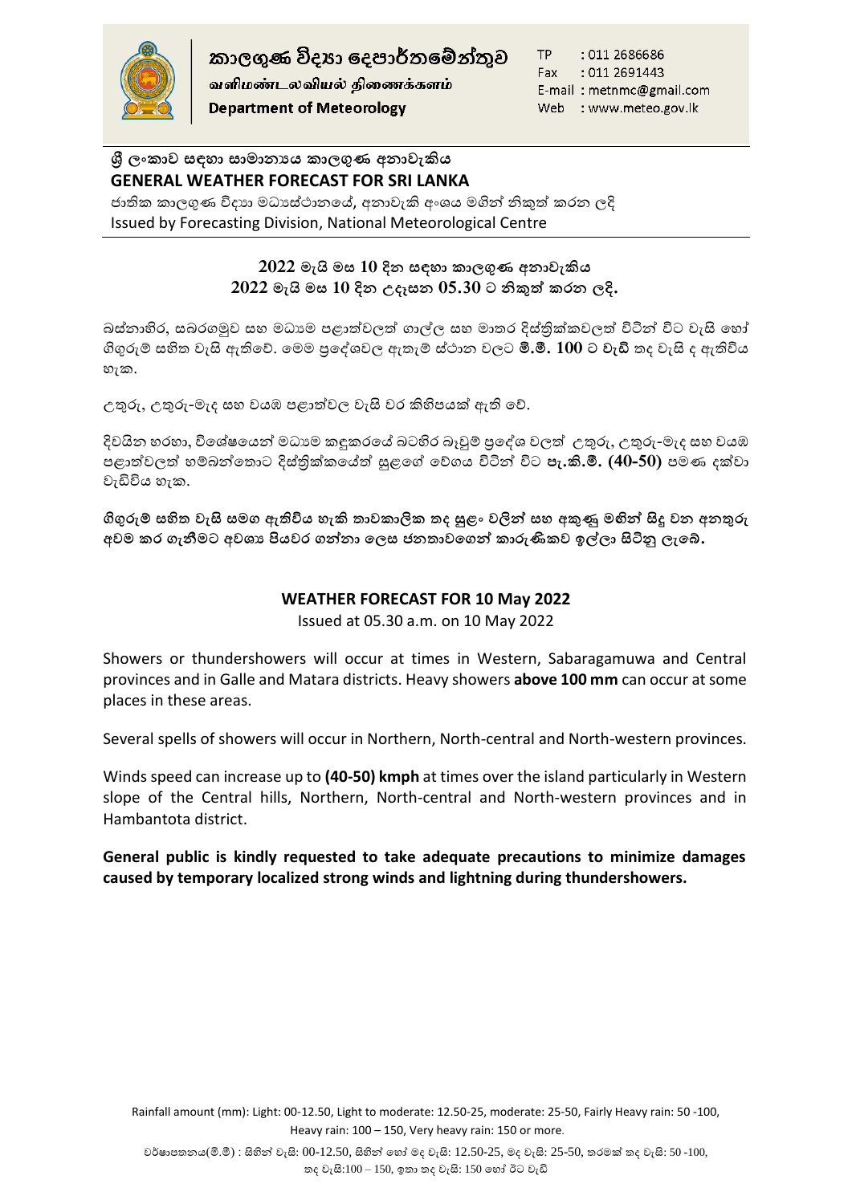# කාලගුණ විද්‍යා දෙපාර්තමේන්තුව
**வளிமண்டலவியல் திணைக்களம்**
**Department of Meteorology**

TP : 011 2686686
Fax : 011 2691443
E-mail : metnmc@gmail.com
Web : www.meteo.gov.lk

## ශ්‍රී ලංකාව සඳහා සාමාන්‍යය කාලගුණ අනාවැකිය
## GENERAL WEATHER FORECAST FOR SRI LANKA

ජාතික කාලගුණ විද්‍යා මධ්‍යස්ථානයේ, අනාවැකි අංශය මගින් නිකුත් කරන ලදි
Issued by Forecasting Division, National Meteorological Centre

### 2022 මැයි මස 10 දින සඳහා කාලගුණ අනාවැකිය
### 2022 මැයි මස 10 දින උදෑසන 05.30 ට නිකුත් කරන ලදි.

බස්නාහිර, සබරගමුව සහ මධ්‍යම පළාත්වලත් ගාල්ල සහ මාතර දිස්ත්‍රික්කවලත් විටින් විට වැසි හෝ ගිගුරුම් සහිත වැසි ඇතිවේ. මෙම ප්‍රදේශවල ඇතැම් ස්ථාන වලට **මි.මී. 100 ට වැඩි** තද වැසි ද ඇතිවිය හැක.

උතුරු, උතුරු-මැද සහ වයඹ පළාත්වල වැසි වර කිහිපයක් ඇති වේ.

දිවයින හරහා, විශේෂයෙන් මධ්‍යම කඳුකරයේ බටහිර බෑවුම් ප්‍රදේශ වලත් උතුරු, උතුරු-මැද සහ වයඹ පළාත්වලත් හම්බන්තොට දිස්ත්‍රික්කයේත් සුළගේ වේගය විටින් විට **පැ.කි.මී. (40-50)** පමණ දක්වා වැඩිවිය හැක.

**ගිගුරුම් සහිත වැසි සමග ඇතිවිය හැකි තාවකාලික තද සුළං වලින් සහ අකුණු මගින් සිදු වන අනතුරු අවම කර ගැනීමට අවශ්‍ය පියවර ගන්නා ලෙස ජනතාවගෙන් කාරුණිකව ඉල්ලා සිටිනු ලැබේ.**

### WEATHER FORECAST FOR 10 May 2022

Issued at 05.30 a.m. on 10 May 2022

Showers or thundershowers will occur at times in Western, Sabaragamuwa and Central provinces and in Galle and Matara districts. Heavy showers **above 100 mm** can occur at some places in these areas.

Several spells of showers will occur in Northern, North-central and North-western provinces.

Winds speed can increase up to **(40-50) kmph** at times over the island particularly in Western slope of the Central hills, Northern, North-central and North-western provinces and in Hambantota district.

**General public is kindly requested to take adequate precautions to minimize damages caused by temporary localized strong winds and lightning during thundershowers.**

Rainfall amount (mm): Light: 00-12.50, Light to moderate: 12.50-25, moderate: 25-50, Fairly Heavy rain: 50 -100, Heavy rain: 100 – 150, Very heavy rain: 150 or more.

වර්ෂාපතනය(මි.මී) : සිහින් වැසි: 00-12.50, සිහින් හෝ මද වැසි: 12.50-25, මද වැසි: 25-50, තරමක් තද වැසි: 50 -100, තද වැසි:100 – 150, ඉතා තද වැසි: 150 හෝ ඊට වැඩි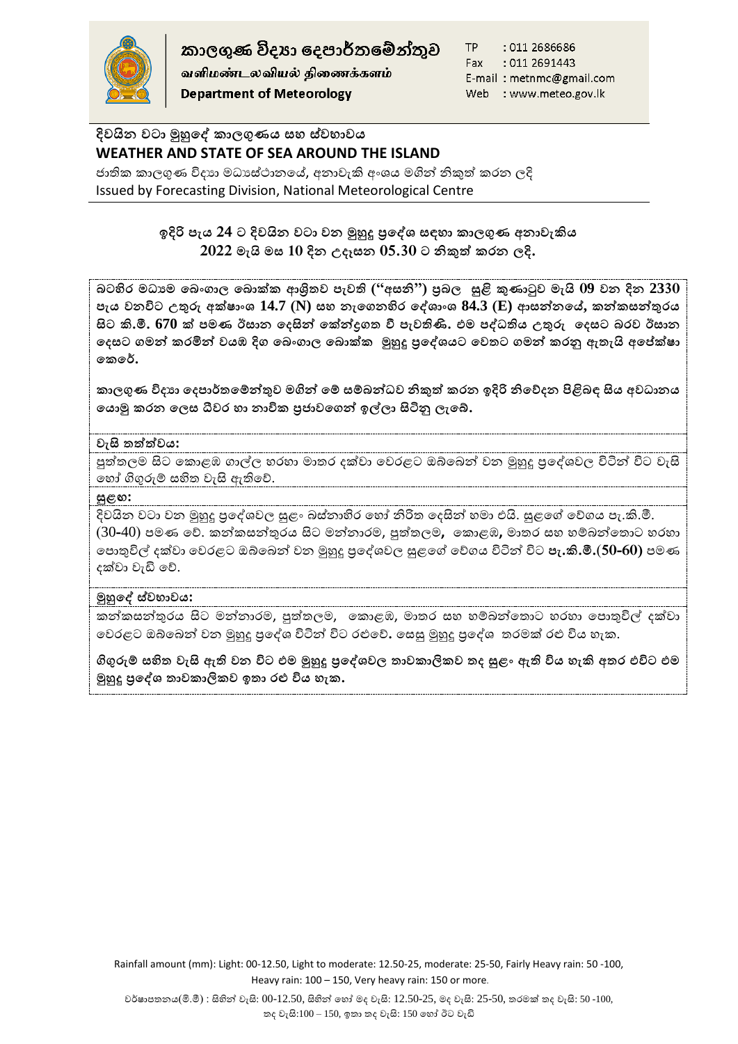කාලගුණ විද්‍යා දෙපාර්තමේන්තුව
வளிமண்டலவியல் திணைக்களம்
**Department of Meteorology**

TP : 011 2686686
Fax : 011 2691443
E-mail : metnmc@gmail.com
Web : www.meteo.gov.lk

## දිවයින වටා මුහුදේ කාලගුණය සහ ස්වභාවය
## WEATHER AND STATE OF SEA AROUND THE ISLAND

ජාතික කාලගුණ විද්‍යා මධ්‍යස්ථානයේ, අනාවැකි අංශය මගින් නිකුත් කරන ලදි
Issued by Forecasting Division, National Meteorological Centre

**ඉදිරි පැය 24 ට දිවයින වටා වන මුහුදු ප්‍රදේශ සඳහා කාලගුණ අනාවැකිය**
**2022 මැයි මස 10 දින උදෑසන 05.30 ට නිකුත් කරන ලදි.**

**බටහිර මධ්‍යම බෙංගාල බොක්ක ආශ්‍රිතව පැවති ("අසනි") ප්‍රබල සුළි කුණාටුව මැයි 09 වන දින 2330 පැය වනවිට උතුරු අක්ෂාංශ 14.7 (N) සහ නැගෙනහිර දේශාංශ 84.3 (E) ආසන්නයේ, කන්කසන්තුරය සිට කි.මී. 670 ක් පමණ ඊසාන දෙසින් කේන්ද්‍රගත වී පැවතිණි. එම පද්ධතිය උතුරු දෙසට බරව ඊසාන දෙසට ගමන් කරමින් වයඹ දිග බෙංගාල බොක්ක මුහුදු ප්‍රදේශයට වෙතට ගමන් කරනු ඇතැයි අපේක්ෂා කෙරේ.**

**කාලගුණ විද්‍යා දෙපාර්තමේන්තුව මගින් මේ සම්බන්ධව නිකුත් කරන ඉදිරි නිවේදන පිළිබඳ සිය අවධානය යොමු කරන ලෙස ධීවර හා නාවික ප්‍රජාවගෙන් ඉල්ලා සිටිනු ලැබේ.**

**වැසි තත්ත්වය:**

පුත්තලම සිට කොළඹ ගාල්ල හරහා මාතර දක්වා වෙරළට ඔබ්බෙන් වන මුහුදු ප්‍රදේශවල විටින් විට වැසි හෝ ගිගුරුම් සහිත වැසි ඇතිවේ.

**සුළඟ:**

දිවයින වටා වන මුහුදු ප්‍රදේශවල සුළං බස්නාහිර හෝ නිරිත දෙසින් හමා එයි. සුළඟේ වේගය පැ.කි.මී. (30-40) පමණ වේ. කන්කසන්තුරය සිට මන්නාරම, පුත්තලම, කොළඹ, මාතර සහ හම්බන්තොට හරහා පොතුවිල් දක්වා වෙරළට ඔබ්බෙන් වන මුහුදු ප්‍රදේශවල සුළඟේ වේගය විටින් විට **පැ.කි.මී.(50-60)** පමණ දක්වා වැඩි වේ.

**මුහුදේ ස්වභාවය:**

කන්කසන්තුරය සිට මන්නාරම, පුත්තලම, කොළඹ, මාතර සහ හම්බන්තොට හරහා පොතුවිල් දක්වා වෙරළට ඔබ්බෙන් වන මුහුදු ප්‍රදේශ විටින් විට රළුවේ. සෙසු මුහුදු ප්‍රදේශ තරමක් රළු විය හැක.

**ගිගුරුම් සහිත වැසි ඇති වන විට එම මුහුදු ප්‍රදේශවල තාවකාලිකව තද සුළං ඇති විය හැකි අතර එවිට එම මුහුදු ප්‍රදේශ තාවකාලිකව ඉතා රළු විය හැක.**

Rainfall amount (mm): Light: 00-12.50, Light to moderate: 12.50-25, moderate: 25-50, Fairly Heavy rain: 50 -100, Heavy rain: 100 – 150, Very heavy rain: 150 or more.

වර්ෂාපතනය(මි.මී) : සිහින් වැසි: 00-12.50, සිහින් හෝ මද වැසි: 12.50-25, මද වැසි: 25-50, තරමක් තද වැසි: 50 -100, තද වැසි:100 – 150, ඉතා තද වැසි: 150 හෝ ඊට වැඩි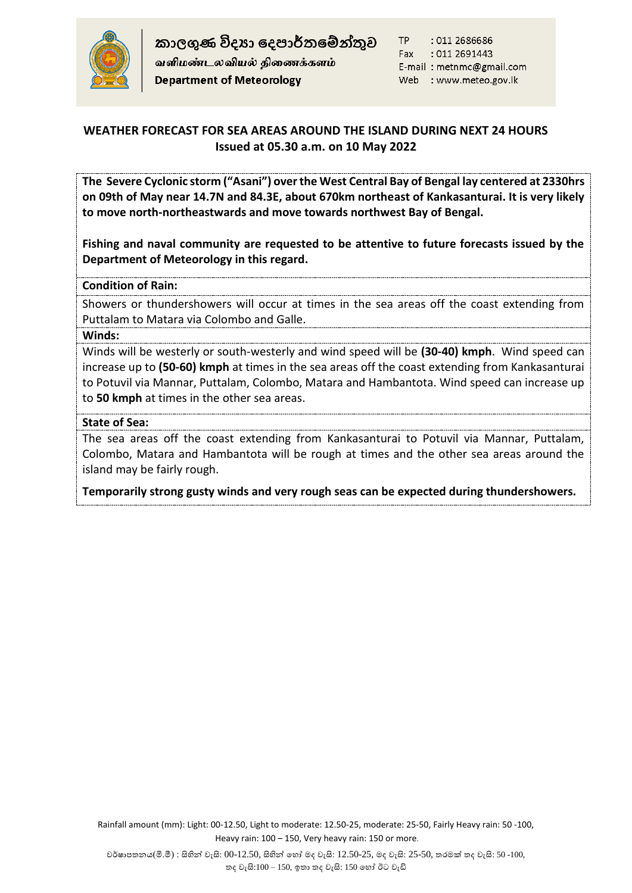කාලගුණ විද්‍යා දෙපාර්තමේන්තුව
வளிமண்டலவியல் திணைக்களம்
Department of Meteorology

TP : 011 2686686
Fax : 011 2691443
E-mail : metnmc@gmail.com
Web : www.meteo.gov.lk

## WEATHER FORECAST FOR SEA AREAS AROUND THE ISLAND DURING NEXT 24 HOURS
## Issued at 05.30 a.m. on 10 May 2022

**The Severe Cyclonic storm ("Asani") over the West Central Bay of Bengal lay centered at 2330hrs on 09th of May near 14.7N and 84.3E, about 670km northeast of Kankasanturai. It is very likely to move north-northeastwards and move towards northwest Bay of Bengal.**

**Fishing and naval community are requested to be attentive to future forecasts issued by the Department of Meteorology in this regard.**

**Condition of Rain:**

Showers or thundershowers will occur at times in the sea areas off the coast extending from Puttalam to Matara via Colombo and Galle.

**Winds:**

Winds will be westerly or south-westerly and wind speed will be **(30-40) kmph**. Wind speed can increase up to **(50-60) kmph** at times in the sea areas off the coast extending from Kankasanturai to Potuvil via Mannar, Puttalam, Colombo, Matara and Hambantota. Wind speed can increase up to **50 kmph** at times in the other sea areas.

**State of Sea:**

The sea areas off the coast extending from Kankasanturai to Potuvil via Mannar, Puttalam, Colombo, Matara and Hambantota will be rough at times and the other sea areas around the island may be fairly rough.

**Temporarily strong gusty winds and very rough seas can be expected during thundershowers.**

Rainfall amount (mm): Light: 00-12.50, Light to moderate: 12.50-25, moderate: 25-50, Fairly Heavy rain: 50 -100, Heavy rain: 100 – 150, Very heavy rain: 150 or more.

වර්ෂාපතනය(මි.මී) : සිහින් වැසි: 00-12.50, සිහින් හෝ මද වැසි: 12.50-25, මද වැසි: 25-50, තරමක් තද වැසි: 50 -100, තද වැසි:100 – 150, ඉතා තද වැසි: 150 හෝ ඊට වැඩි